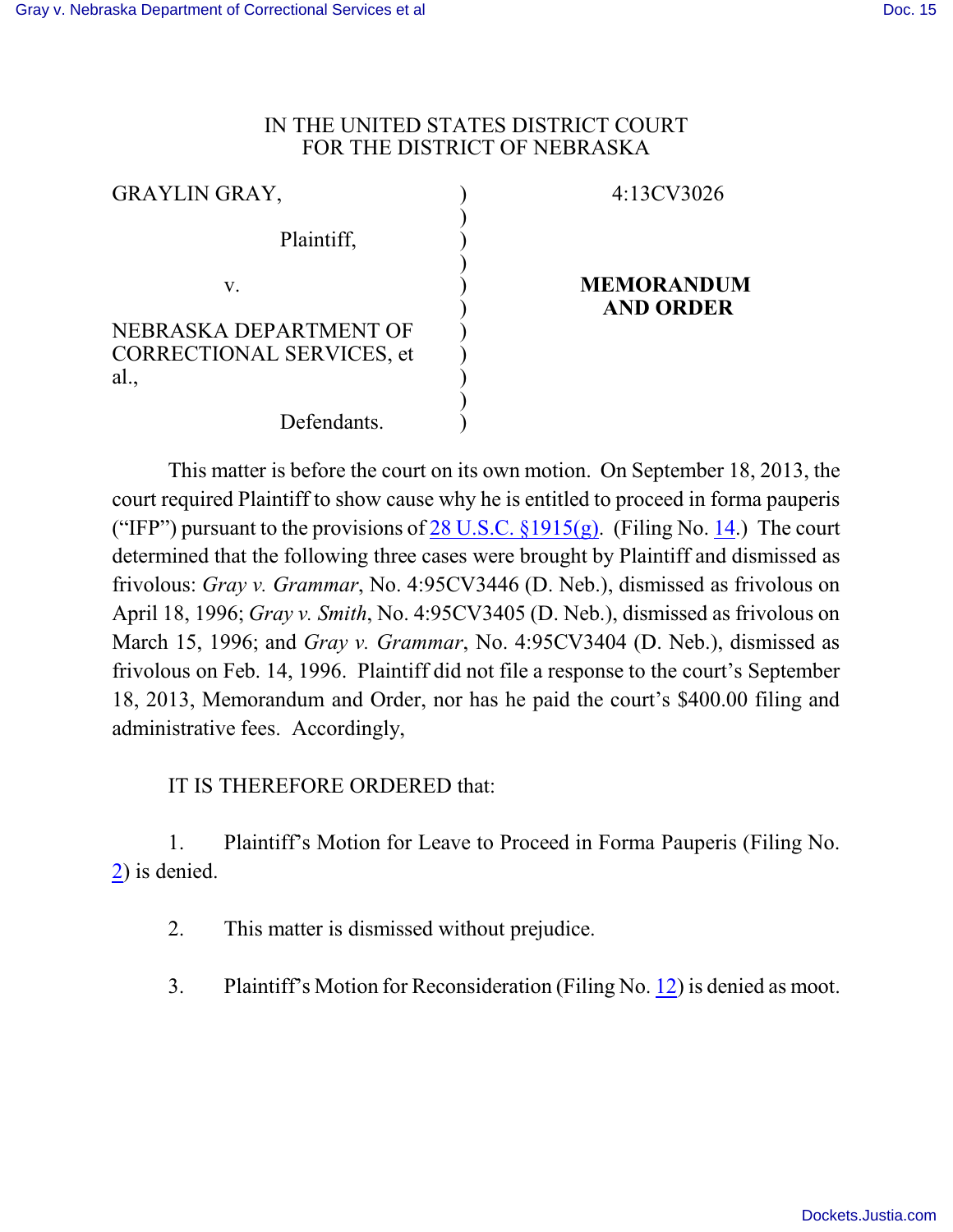IN THE UNITED STATES DISTRICT COURT
FOR THE DISTRICT OF NEBRASKA

| | | |
|---|---|---|
| GRAYLIN GRAY, | ) | 4:13CV3026 |
| Plaintiff, | ) | |
| v. | ) | **MEMORANDUM AND ORDER** |
| NEBRASKA DEPARTMENT OF CORRECTIONAL SERVICES, et al., | ) | |
| Defendants. | ) | |

This matter is before the court on its own motion. On September 18, 2013, the court required Plaintiff to show cause why he is entitled to proceed in forma pauperis ("IFP") pursuant to the provisions of 28 U.S.C. §1915(g). (Filing No. 14.) The court determined that the following three cases were brought by Plaintiff and dismissed as frivolous: *Gray v. Grammar*, No. 4:95CV3446 (D. Neb.), dismissed as frivolous on April 18, 1996; *Gray v. Smith*, No. 4:95CV3405 (D. Neb.), dismissed as frivolous on March 15, 1996; and *Gray v. Grammar*, No. 4:95CV3404 (D. Neb.), dismissed as frivolous on Feb. 14, 1996. Plaintiff did not file a response to the court's September 18, 2013, Memorandum and Order, nor has he paid the court's $400.00 filing and administrative fees. Accordingly,

IT IS THEREFORE ORDERED that:

1. Plaintiff's Motion for Leave to Proceed in Forma Pauperis (Filing No. 2) is denied.

2. This matter is dismissed without prejudice.

3. Plaintiff's Motion for Reconsideration (Filing No. 12) is denied as moot.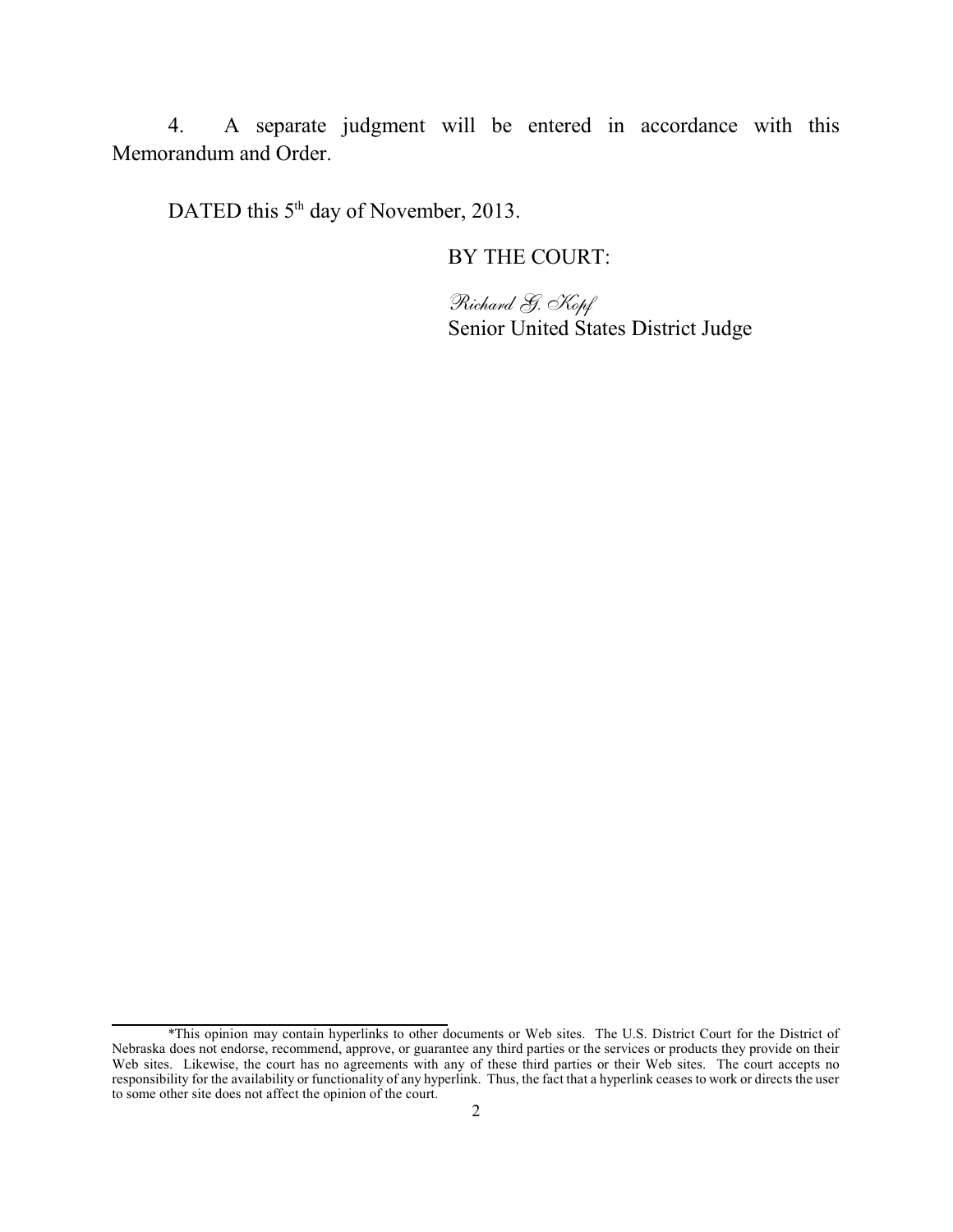4. A separate judgment will be entered in accordance with this Memorandum and Order.

DATED this 5th day of November, 2013.

BY THE COURT:

*Richard G. Kopf*
Senior United States District Judge

---

*This opinion may contain hyperlinks to other documents or Web sites. The U.S. District Court for the District of Nebraska does not endorse, recommend, approve, or guarantee any third parties or the services or products they provide on their Web sites. Likewise, the court has no agreements with any of these third parties or their Web sites. The court accepts no responsibility for the availability or functionality of any hyperlink. Thus, the fact that a hyperlink ceases to work or directs the user to some other site does not affect the opinion of the court.